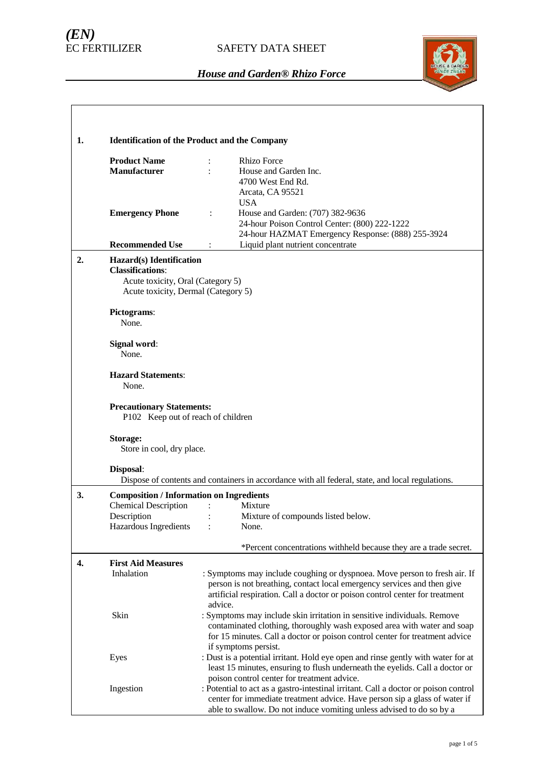*(EN)*
EC FERTILIZER

SAFETY DATA SHEET

***House and Garden® Rhizo Force***

## 1. Identification of the Product and the Company

**Product Name** : Rhizo Force

**Manufacturer** : House and Garden Inc.
4700 West End Rd.
Arcata, CA 95521
USA

**Emergency Phone** : House and Garden: (707) 382-9636
24-hour Poison Control Center: (800) 222-1222
24-hour HAZMAT Emergency Response: (888) 255-3924

**Recommended Use** : Liquid plant nutrient concentrate

## 2. Hazard(s) Identification

**Classifications**:

Acute toxicity, Oral (Category 5)
Acute toxicity, Dermal (Category 5)

**Pictograms**:
None.

**Signal word**:
None.

**Hazard Statements**:
None.

**Precautionary Statements:**
P102 Keep out of reach of children

**Storage:**
Store in cool, dry place.

**Disposal**:
Dispose of contents and containers in accordance with all federal, state, and local regulations.

## 3. Composition / Information on Ingredients

Chemical Description : Mixture
Description : Mixture of compounds listed below.
Hazardous Ingredients : None.

*Percent concentrations withheld because they are a trade secret.

## 4. First Aid Measures

Inhalation : Symptoms may include coughing or dyspnoea. Move person to fresh air. If person is not breathing, contact local emergency services and then give artificial respiration. Call a doctor or poison control center for treatment advice.

Skin : Symptoms may include skin irritation in sensitive individuals. Remove contaminated clothing, thoroughly wash exposed area with water and soap for 15 minutes. Call a doctor or poison control center for treatment advice if symptoms persist.

Eyes : Dust is a potential irritant. Hold eye open and rinse gently with water for at least 15 minutes, ensuring to flush underneath the eyelids. Call a doctor or poison control center for treatment advice.

Ingestion : Potential to act as a gastro-intestinal irritant. Call a doctor or poison control center for immediate treatment advice. Have person sip a glass of water if able to swallow. Do not induce vomiting unless advised to do so by a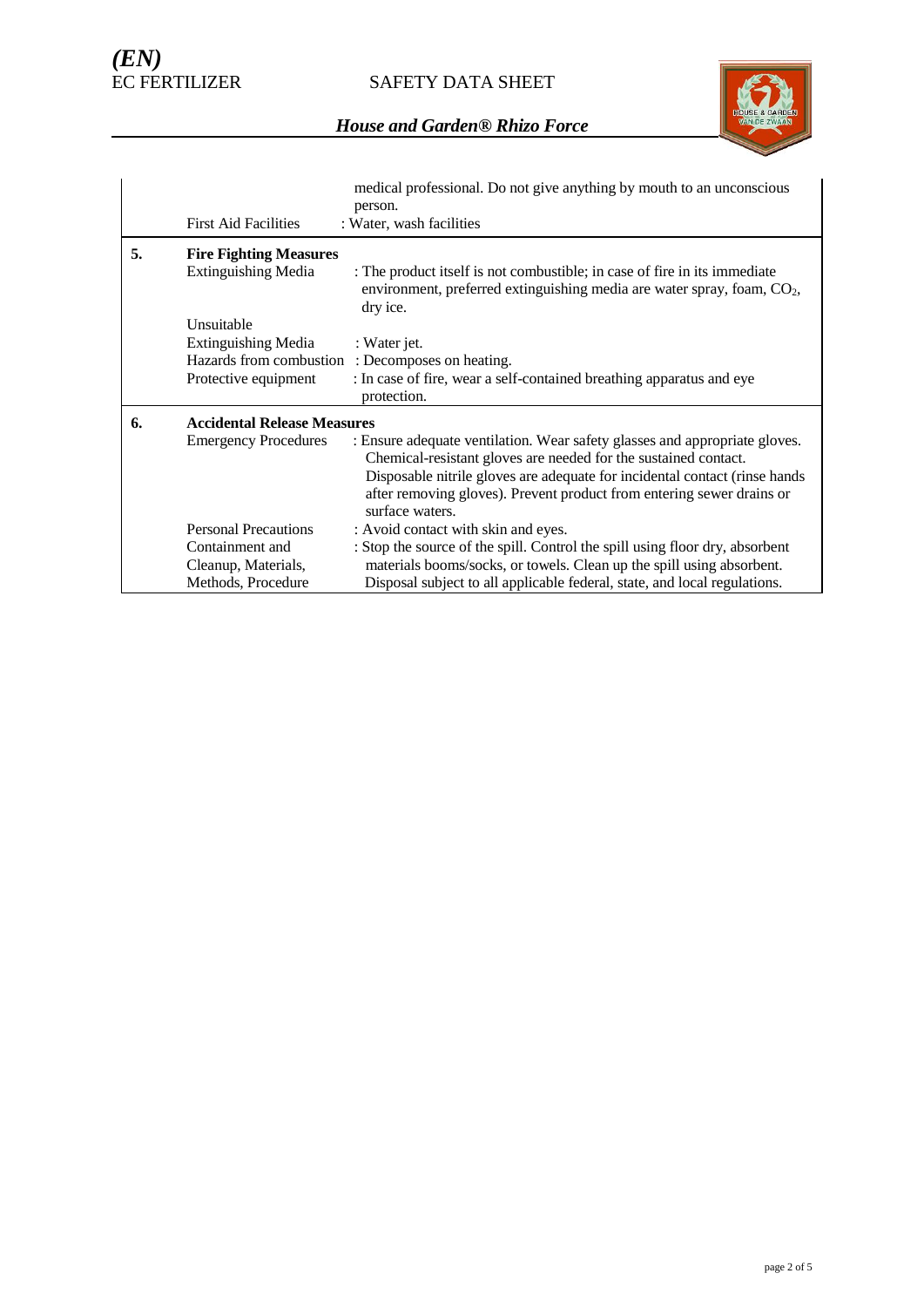| | | |
|---|---|---|
| | | medical professional. Do not give anything by mouth to an unconscious person. |
| | First Aid Facilities | : Water, wash facilities |
| **5.** | **Fire Fighting Measures** | |
| | Extinguishing Media | : The product itself is not combustible; in case of fire in its immediate environment, preferred extinguishing media are water spray, foam, $CO_2$, dry ice. |
| | Unsuitable Extinguishing Media | : Water jet. |
| | Hazards from combustion | : Decomposes on heating. |
| | Protective equipment | : In case of fire, wear a self-contained breathing apparatus and eye protection. |
| **6.** | **Accidental Release Measures** | |
| | Emergency Procedures | : Ensure adequate ventilation. Wear safety glasses and appropriate gloves. Chemical-resistant gloves are needed for the sustained contact. Disposable nitrile gloves are adequate for incidental contact (rinse hands after removing gloves). Prevent product from entering sewer drains or surface waters. |
| | Personal Precautions | : Avoid contact with skin and eyes. |
| | Containment and Cleanup, Materials, Methods, Procedure | : Stop the source of the spill. Control the spill using floor dry, absorbent materials booms/socks, or towels. Clean up the spill using absorbent. Disposal subject to all applicable federal, state, and local regulations. |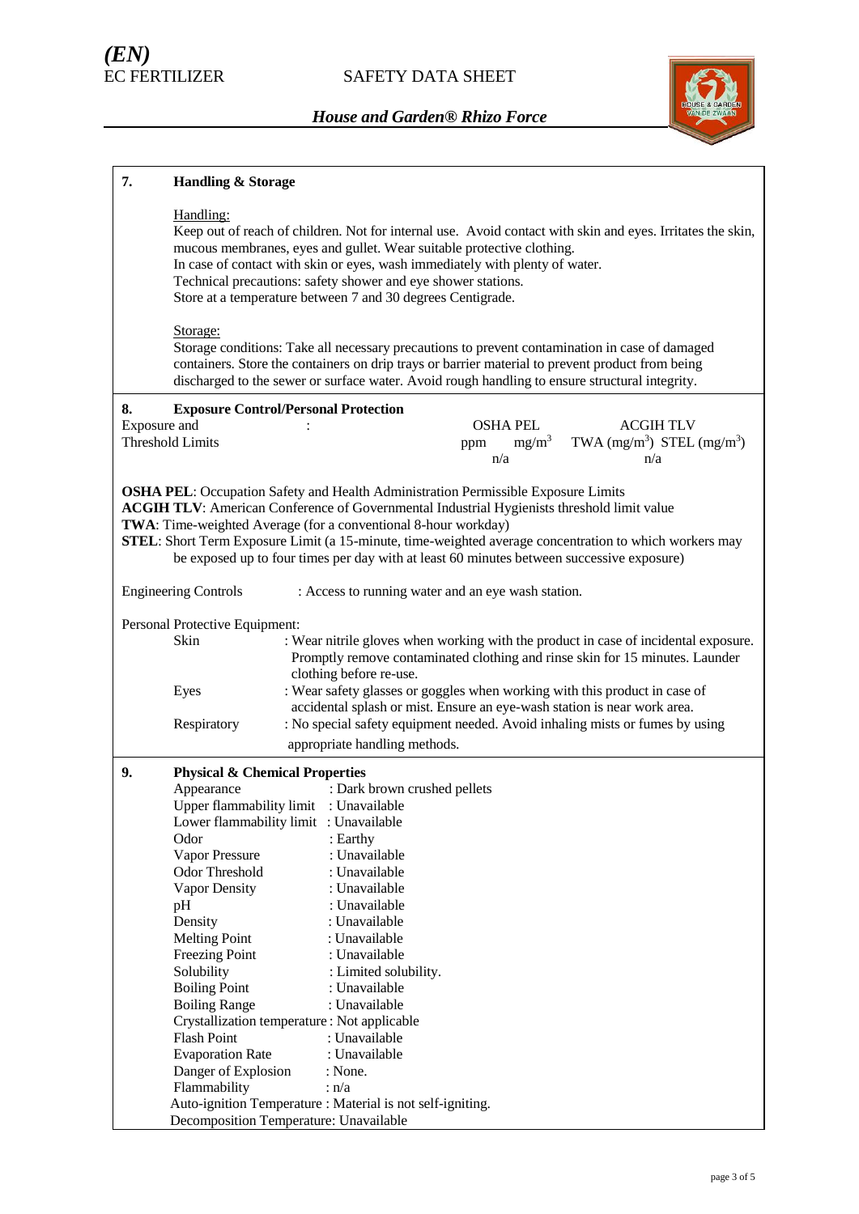## 7. Handling & Storage

Handling:

Keep out of reach of children. Not for internal use. Avoid contact with skin and eyes. Irritates the skin, mucous membranes, eyes and gullet. Wear suitable protective clothing.
In case of contact with skin or eyes, wash immediately with plenty of water.
Technical precautions: safety shower and eye shower stations.
Store at a temperature between 7 and 30 degrees Centigrade.

Storage:

Storage conditions: Take all necessary precautions to prevent contamination in case of damaged containers. Store the containers on drip trays or barrier material to prevent product from being discharged to the sewer or surface water. Avoid rough handling to ensure structural integrity.

## 8. Exposure Control/Personal Protection

| Exposure and Threshold Limits | : | OSHA PEL | | ACGIH TLV | |
|---|---|---|---|---|---|
| | | ppm | $mg/m^3$ | TWA ($mg/m^3$) | STEL ($mg/m^3$) |
| | | n/a | | n/a | |

**OSHA PEL**: Occupation Safety and Health Administration Permissible Exposure Limits
**ACGIH TLV**: American Conference of Governmental Industrial Hygienists threshold limit value
**TWA**: Time-weighted Average (for a conventional 8-hour workday)
**STEL**: Short Term Exposure Limit (a 15-minute, time-weighted average concentration to which workers may be exposed up to four times per day with at least 60 minutes between successive exposure)

Engineering Controls : Access to running water and an eye wash station.

Personal Protective Equipment:

- Skin : Wear nitrile gloves when working with the product in case of incidental exposure. Promptly remove contaminated clothing and rinse skin for 15 minutes. Launder clothing before re-use.
- Eyes : Wear safety glasses or goggles when working with this product in case of accidental splash or mist. Ensure an eye-wash station is near work area.
- Respiratory : No special safety equipment needed. Avoid inhaling mists or fumes by using appropriate handling methods.

## 9. Physical & Chemical Properties

- Appearance : Dark brown crushed pellets
- Upper flammability limit : Unavailable
- Lower flammability limit : Unavailable
- Odor : Earthy
- Vapor Pressure : Unavailable
- Odor Threshold : Unavailable
- Vapor Density : Unavailable
- pH : Unavailable
- Density : Unavailable
- Melting Point : Unavailable
- Freezing Point : Unavailable
- Solubility : Limited solubility.
- Boiling Point : Unavailable
- Boiling Range : Unavailable
- Crystallization temperature : Not applicable
- Flash Point : Unavailable
- Evaporation Rate : Unavailable
- Danger of Explosion : None.
- Flammability : n/a
- Auto-ignition Temperature : Material is not self-igniting.
- Decomposition Temperature: Unavailable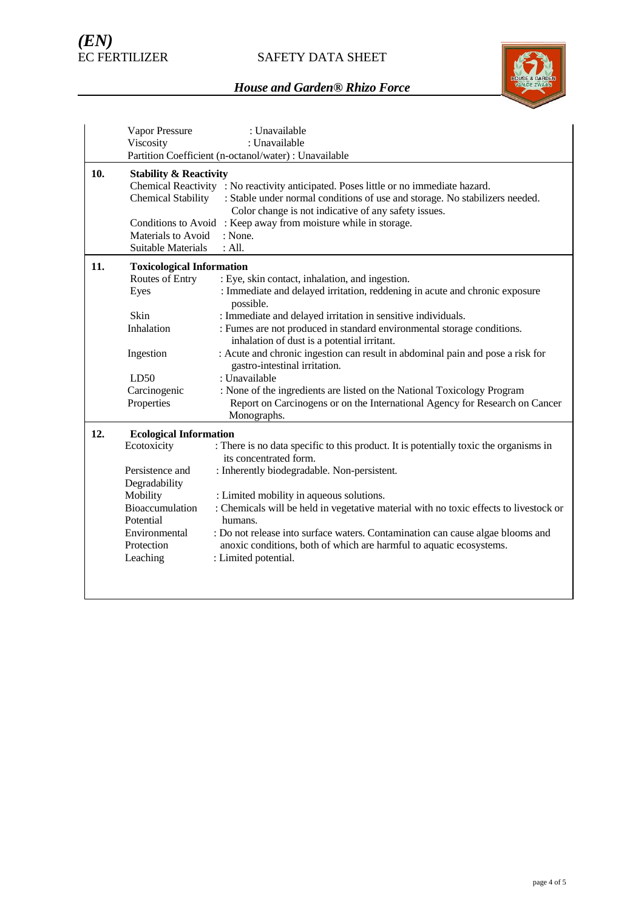Vapor Pressure : Unavailable
Viscosity : Unavailable
Partition Coefficient (n-octanol/water) : Unavailable

## 10. Stability & Reactivity

| | |
|---|---|
| Chemical Reactivity | : No reactivity anticipated. Poses little or no immediate hazard. |
| Chemical Stability | : Stable under normal conditions of use and storage. No stabilizers needed. Color change is not indicative of any safety issues. |
| Conditions to Avoid | : Keep away from moisture while in storage. |
| Materials to Avoid | : None. |
| Suitable Materials | : All. |

## 11. Toxicological Information

| | |
|---|---|
| Routes of Entry | : Eye, skin contact, inhalation, and ingestion. |
| Eyes | : Immediate and delayed irritation, reddening in acute and chronic exposure possible. |
| Skin | : Immediate and delayed irritation in sensitive individuals. |
| Inhalation | : Fumes are not produced in standard environmental storage conditions. inhalation of dust is a potential irritant. |
| Ingestion | : Acute and chronic ingestion can result in abdominal pain and pose a risk for gastro-intestinal irritation. |
| LD50 | : Unavailable |
| Carcinogenic Properties | : None of the ingredients are listed on the National Toxicology Program Report on Carcinogens or on the International Agency for Research on Cancer Monographs. |

## 12. Ecological Information

| | |
|---|---|
| Ecotoxicity | : There is no data specific to this product. It is potentially toxic the organisms in its concentrated form. |
| Persistence and Degradability | : Inherently biodegradable. Non-persistent. |
| Mobility | : Limited mobility in aqueous solutions. |
| Bioaccumulation Potential | : Chemicals will be held in vegetative material with no toxic effects to livestock or humans. |
| Environmental Protection | : Do not release into surface waters. Contamination can cause algae blooms and anoxic conditions, both of which are harmful to aquatic ecosystems. |
| Leaching | : Limited potential. |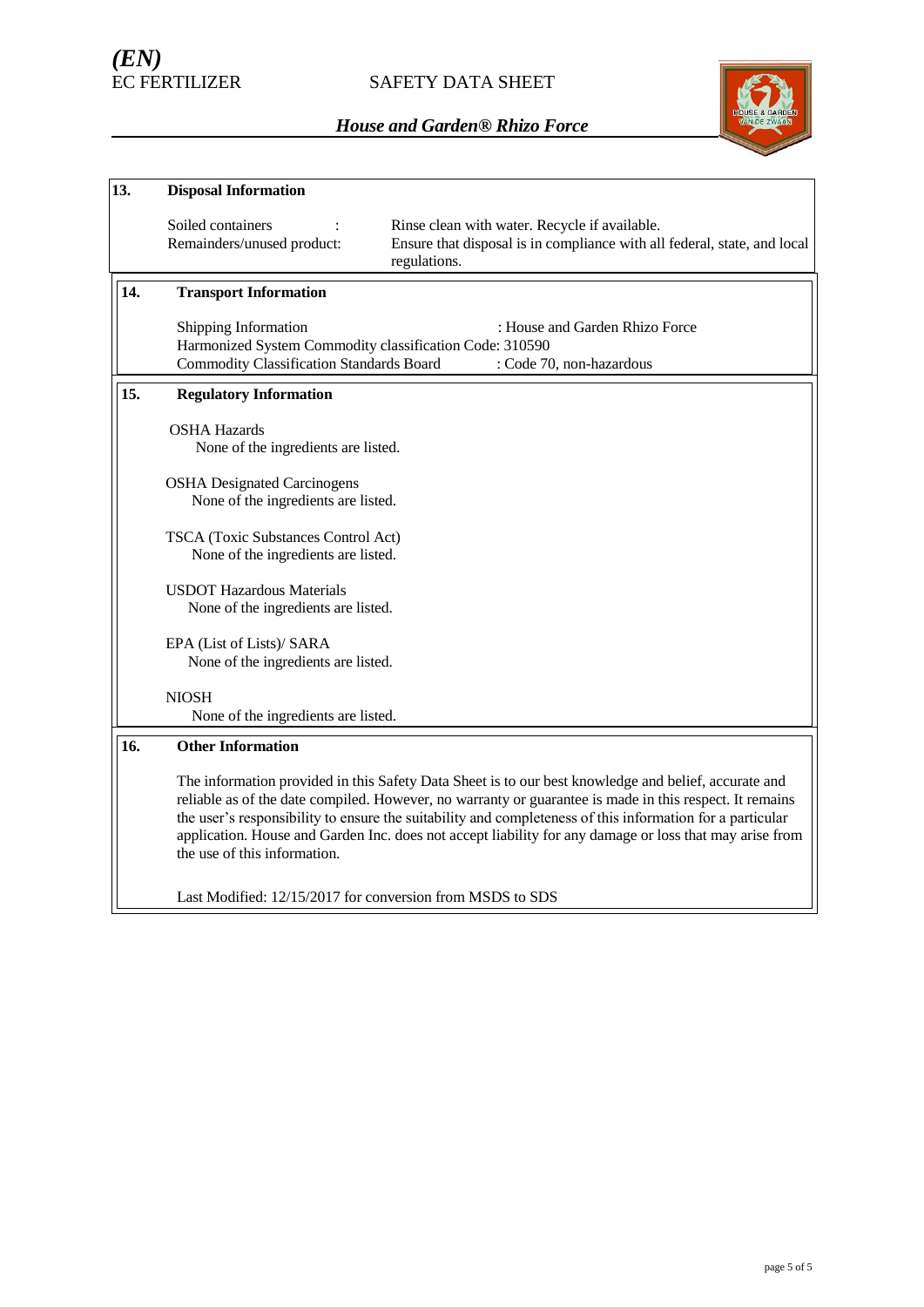## 13. Disposal Information

Soiled containers : Rinse clean with water. Recycle if available.

Remainders/unused product: Ensure that disposal is in compliance with all federal, state, and local regulations.

## 14. Transport Information

Shipping Information : House and Garden Rhizo Force

Harmonized System Commodity classification Code: 310590

Commodity Classification Standards Board : Code 70, non-hazardous

## 15. Regulatory Information

OSHA Hazards
None of the ingredients are listed.

OSHA Designated Carcinogens
None of the ingredients are listed.

TSCA (Toxic Substances Control Act)
None of the ingredients are listed.

USDOT Hazardous Materials
None of the ingredients are listed.

EPA (List of Lists)/ SARA
None of the ingredients are listed.

NIOSH
None of the ingredients are listed.

## 16. Other Information

The information provided in this Safety Data Sheet is to our best knowledge and belief, accurate and reliable as of the date compiled. However, no warranty or guarantee is made in this respect. It remains the user's responsibility to ensure the suitability and completeness of this information for a particular application. House and Garden Inc. does not accept liability for any damage or loss that may arise from the use of this information.

Last Modified: 12/15/2017 for conversion from MSDS to SDS